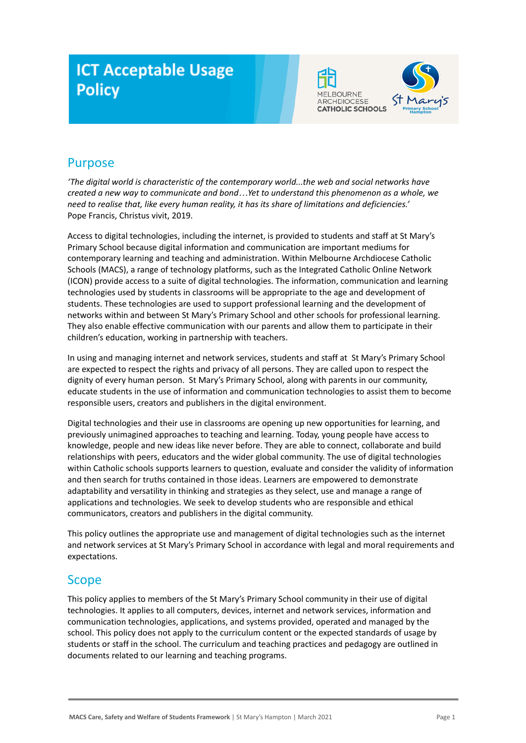# ICT Acceptable Usage Policy

## Purpose

*'The digital world is characteristic of the contemporary world...the web and social networks have created a new way to communicate and bond…Yet to understand this phenomenon as a whole, we need to realise that, like every human reality, it has its share of limitations and deficiencies.'*
Pope Francis, Christus vivit, 2019.

Access to digital technologies, including the internet, is provided to students and staff at St Mary's Primary School because digital information and communication are important mediums for contemporary learning and teaching and administration. Within Melbourne Archdiocese Catholic Schools (MACS), a range of technology platforms, such as the Integrated Catholic Online Network (ICON) provide access to a suite of digital technologies. The information, communication and learning technologies used by students in classrooms will be appropriate to the age and development of students. These technologies are used to support professional learning and the development of networks within and between St Mary's Primary School and other schools for professional learning. They also enable effective communication with our parents and allow them to participate in their children's education, working in partnership with teachers.

In using and managing internet and network services, students and staff at St Mary's Primary School are expected to respect the rights and privacy of all persons. They are called upon to respect the dignity of every human person. St Mary's Primary School, along with parents in our community, educate students in the use of information and communication technologies to assist them to become responsible users, creators and publishers in the digital environment.

Digital technologies and their use in classrooms are opening up new opportunities for learning, and previously unimagined approaches to teaching and learning. Today, young people have access to knowledge, people and new ideas like never before. They are able to connect, collaborate and build relationships with peers, educators and the wider global community. The use of digital technologies within Catholic schools supports learners to question, evaluate and consider the validity of information and then search for truths contained in those ideas. Learners are empowered to demonstrate adaptability and versatility in thinking and strategies as they select, use and manage a range of applications and technologies. We seek to develop students who are responsible and ethical communicators, creators and publishers in the digital community.

This policy outlines the appropriate use and management of digital technologies such as the internet and network services at St Mary's Primary School in accordance with legal and moral requirements and expectations.

## Scope

This policy applies to members of the St Mary's Primary School community in their use of digital technologies. It applies to all computers, devices, internet and network services, information and communication technologies, applications, and systems provided, operated and managed by the school. This policy does not apply to the curriculum content or the expected standards of usage by students or staff in the school. The curriculum and teaching practices and pedagogy are outlined in documents related to our learning and teaching programs.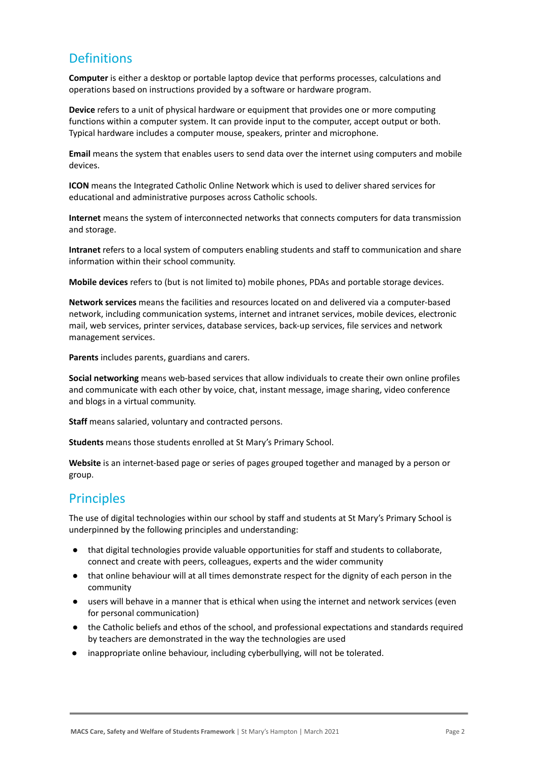## Definitions

**Computer** is either a desktop or portable laptop device that performs processes, calculations and operations based on instructions provided by a software or hardware program.

**Device** refers to a unit of physical hardware or equipment that provides one or more computing functions within a computer system. It can provide input to the computer, accept output or both. Typical hardware includes a computer mouse, speakers, printer and microphone.

**Email** means the system that enables users to send data over the internet using computers and mobile devices.

**ICON** means the Integrated Catholic Online Network which is used to deliver shared services for educational and administrative purposes across Catholic schools.

**Internet** means the system of interconnected networks that connects computers for data transmission and storage.

**Intranet** refers to a local system of computers enabling students and staff to communication and share information within their school community.

**Mobile devices** refers to (but is not limited to) mobile phones, PDAs and portable storage devices.

**Network services** means the facilities and resources located on and delivered via a computer-based network, including communication systems, internet and intranet services, mobile devices, electronic mail, web services, printer services, database services, back-up services, file services and network management services.

**Parents** includes parents, guardians and carers.

**Social networking** means web-based services that allow individuals to create their own online profiles and communicate with each other by voice, chat, instant message, image sharing, video conference and blogs in a virtual community.

**Staff** means salaried, voluntary and contracted persons.

**Students** means those students enrolled at St Mary's Primary School.

**Website** is an internet-based page or series of pages grouped together and managed by a person or group.

## Principles

The use of digital technologies within our school by staff and students at St Mary's Primary School is underpinned by the following principles and understanding:

- that digital technologies provide valuable opportunities for staff and students to collaborate, connect and create with peers, colleagues, experts and the wider community
- that online behaviour will at all times demonstrate respect for the dignity of each person in the community
- users will behave in a manner that is ethical when using the internet and network services (even for personal communication)
- the Catholic beliefs and ethos of the school, and professional expectations and standards required by teachers are demonstrated in the way the technologies are used
- inappropriate online behaviour, including cyberbullying, will not be tolerated.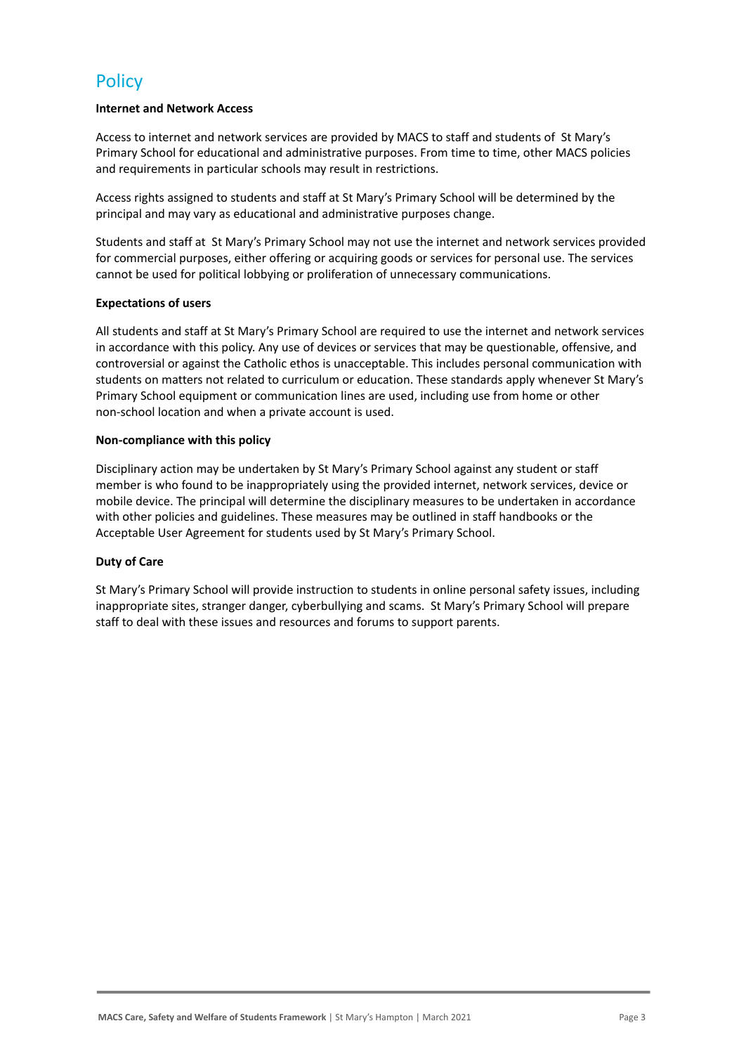## Policy

**Internet and Network Access**

Access to internet and network services are provided by MACS to staff and students of St Mary's Primary School for educational and administrative purposes. From time to time, other MACS policies and requirements in particular schools may result in restrictions.

Access rights assigned to students and staff at St Mary's Primary School will be determined by the principal and may vary as educational and administrative purposes change.

Students and staff at St Mary's Primary School may not use the internet and network services provided for commercial purposes, either offering or acquiring goods or services for personal use. The services cannot be used for political lobbying or proliferation of unnecessary communications.

**Expectations of users**

All students and staff at St Mary's Primary School are required to use the internet and network services in accordance with this policy. Any use of devices or services that may be questionable, offensive, and controversial or against the Catholic ethos is unacceptable. This includes personal communication with students on matters not related to curriculum or education. These standards apply whenever St Mary's Primary School equipment or communication lines are used, including use from home or other non-school location and when a private account is used.

**Non-compliance with this policy**

Disciplinary action may be undertaken by St Mary's Primary School against any student or staff member is who found to be inappropriately using the provided internet, network services, device or mobile device. The principal will determine the disciplinary measures to be undertaken in accordance with other policies and guidelines. These measures may be outlined in staff handbooks or the Acceptable User Agreement for students used by St Mary's Primary School.

**Duty of Care**

St Mary's Primary School will provide instruction to students in online personal safety issues, including inappropriate sites, stranger danger, cyberbullying and scams. St Mary's Primary School will prepare staff to deal with these issues and resources and forums to support parents.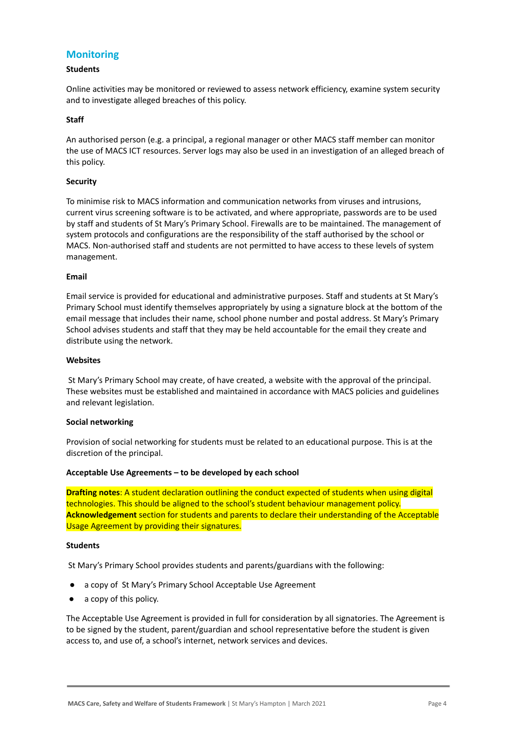## Monitoring

**Students**

Online activities may be monitored or reviewed to assess network efficiency, examine system security and to investigate alleged breaches of this policy.

**Staff**

An authorised person (e.g. a principal, a regional manager or other MACS staff member can monitor the use of MACS ICT resources. Server logs may also be used in an investigation of an alleged breach of this policy.

**Security**

To minimise risk to MACS information and communication networks from viruses and intrusions, current virus screening software is to be activated, and where appropriate, passwords are to be used by staff and students of St Mary's Primary School. Firewalls are to be maintained. The management of system protocols and configurations are the responsibility of the staff authorised by the school or MACS. Non-authorised staff and students are not permitted to have access to these levels of system management.

**Email**

Email service is provided for educational and administrative purposes. Staff and students at St Mary's Primary School must identify themselves appropriately by using a signature block at the bottom of the email message that includes their name, school phone number and postal address. St Mary's Primary School advises students and staff that they may be held accountable for the email they create and distribute using the network.

**Websites**

St Mary's Primary School may create, of have created, a website with the approval of the principal. These websites must be established and maintained in accordance with MACS policies and guidelines and relevant legislation.

**Social networking**

Provision of social networking for students must be related to an educational purpose. This is at the discretion of the principal.

**Acceptable Use Agreements – to be developed by each school**

**Drafting notes**: A student declaration outlining the conduct expected of students when using digital technologies. This should be aligned to the school's student behaviour management policy. **Acknowledgement** section for students and parents to declare their understanding of the Acceptable Usage Agreement by providing their signatures.

**Students**

St Mary's Primary School provides students and parents/guardians with the following:

- a copy of St Mary's Primary School Acceptable Use Agreement
- a copy of this policy.

The Acceptable Use Agreement is provided in full for consideration by all signatories. The Agreement is to be signed by the student, parent/guardian and school representative before the student is given access to, and use of, a school's internet, network services and devices.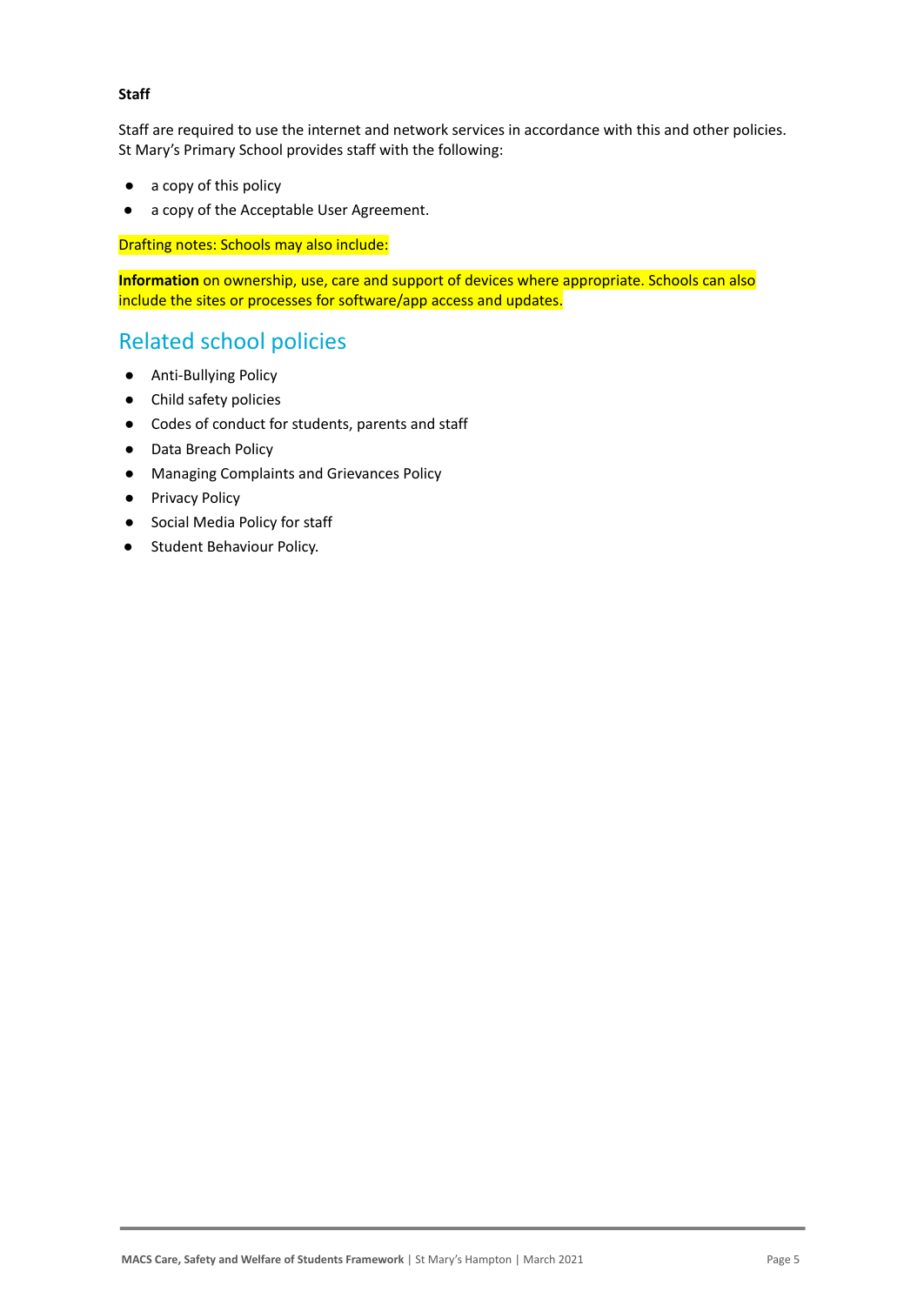**Staff**

Staff are required to use the internet and network services in accordance with this and other policies. St Mary's Primary School provides staff with the following:

- a copy of this policy
- a copy of the Acceptable User Agreement.

Drafting notes: Schools may also include:

**Information** on ownership, use, care and support of devices where appropriate. Schools can also include the sites or processes for software/app access and updates.

## Related school policies

- Anti-Bullying Policy
- Child safety policies
- Codes of conduct for students, parents and staff
- Data Breach Policy
- Managing Complaints and Grievances Policy
- Privacy Policy
- Social Media Policy for staff
- Student Behaviour Policy.